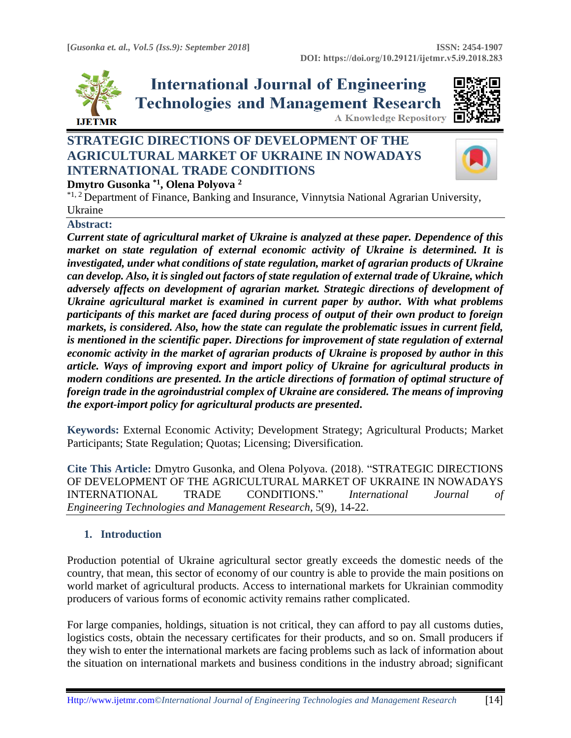# STRATEGIC DIRECTIONS OF DEVELOPMENT OF THE AGRICULTURAL MARKET OF UKRAINE IN NOWADAYS INTERNATIONAL TRADE CONDITIONS

**Dmytro Gusonka [*1], Olena Polyova [2]**

[*1, 2] Department of Finance, Banking and Insurance, Vinnytsia National Agrarian University, Ukraine

## Abstract:

***Current state of agricultural market of Ukraine is analyzed at these paper. Dependence of this market on state regulation of external economic activity of Ukraine is determined. It is investigated, under what conditions of state regulation, market of agrarian products of Ukraine can develop. Also, it is singled out factors of state regulation of external trade of Ukraine, which adversely affects on development of agrarian market. Strategic directions of development of Ukraine agricultural market is examined in current paper by author. With what problems participants of this market are faced during process of output of their own product to foreign markets, is considered. Also, how the state can regulate the problematic issues in current field, is mentioned in the scientific paper. Directions for improvement of state regulation of external economic activity in the market of agrarian products of Ukraine is proposed by author in this article. Ways of improving export and import policy of Ukraine for agricultural products in modern conditions are presented. In the article directions of formation of optimal structure of foreign trade in the agroindustrial complex of Ukraine are considered. The means of improving the export-import policy for agricultural products are presented.***

**Keywords:** External Economic Activity; Development Strategy; Agricultural Products; Market Participants; State Regulation; Quotas; Licensing; Diversification.

**Cite This Article:** Dmytro Gusonka, and Olena Polyova. (2018). "STRATEGIC DIRECTIONS OF DEVELOPMENT OF THE AGRICULTURAL MARKET OF UKRAINE IN NOWADAYS INTERNATIONAL TRADE CONDITIONS." *International Journal of Engineering Technologies and Management Research*, 5(9), 14-22.

## 1. Introduction

Production potential of Ukraine agricultural sector greatly exceeds the domestic needs of the country, that mean, this sector of economy of our country is able to provide the main positions on world market of agricultural products. Access to international markets for Ukrainian commodity producers of various forms of economic activity remains rather complicated.

For large companies, holdings, situation is not critical, they can afford to pay all customs duties, logistics costs, obtain the necessary certificates for their products, and so on. Small producers if they wish to enter the international markets are facing problems such as lack of information about the situation on international markets and business conditions in the industry abroad; significant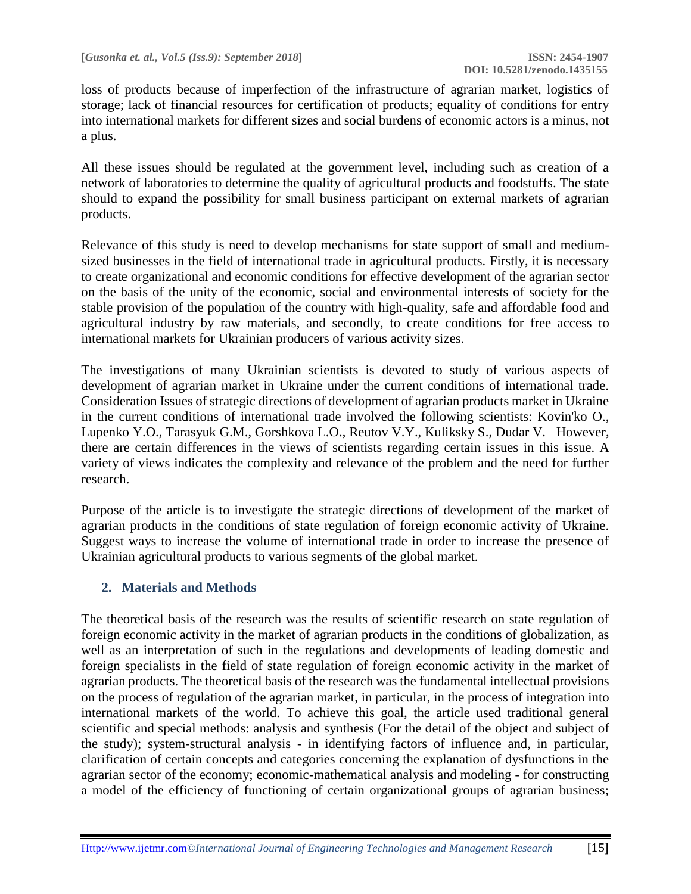loss of products because of imperfection of the infrastructure of agrarian market, logistics of storage; lack of financial resources for certification of products; equality of conditions for entry into international markets for different sizes and social burdens of economic actors is a minus, not a plus.

All these issues should be regulated at the government level, including such as creation of a network of laboratories to determine the quality of agricultural products and foodstuffs. The state should to expand the possibility for small business participant on external markets of agrarian products.

Relevance of this study is need to develop mechanisms for state support of small and medium-sized businesses in the field of international trade in agricultural products. Firstly, it is necessary to create organizational and economic conditions for effective development of the agrarian sector on the basis of the unity of the economic, social and environmental interests of society for the stable provision of the population of the country with high-quality, safe and affordable food and agricultural industry by raw materials, and secondly, to create conditions for free access to international markets for Ukrainian producers of various activity sizes.

The investigations of many Ukrainian scientists is devoted to study of various aspects of development of agrarian market in Ukraine under the current conditions of international trade. Consideration Issues of strategic directions of development of agrarian products market in Ukraine in the current conditions of international trade involved the following scientists: Kovin'ko O., Lupenko Y.O., Tarasyuk G.M., Gorshkova L.O., Reutov V.Y., Kuliksky S., Dudar V. However, there are certain differences in the views of scientists regarding certain issues in this issue. A variety of views indicates the complexity and relevance of the problem and the need for further research.

Purpose of the article is to investigate the strategic directions of development of the market of agrarian products in the conditions of state regulation of foreign economic activity of Ukraine. Suggest ways to increase the volume of international trade in order to increase the presence of Ukrainian agricultural products to various segments of the global market.

## 2. Materials and Methods

The theoretical basis of the research was the results of scientific research on state regulation of foreign economic activity in the market of agrarian products in the conditions of globalization, as well as an interpretation of such in the regulations and developments of leading domestic and foreign specialists in the field of state regulation of foreign economic activity in the market of agrarian products. The theoretical basis of the research was the fundamental intellectual provisions on the process of regulation of the agrarian market, in particular, in the process of integration into international markets of the world. To achieve this goal, the article used traditional general scientific and special methods: analysis and synthesis (For the detail of the object and subject of the study); system-structural analysis - in identifying factors of influence and, in particular, clarification of certain concepts and categories concerning the explanation of dysfunctions in the agrarian sector of the economy; economic-mathematical analysis and modeling - for constructing a model of the efficiency of functioning of certain organizational groups of agrarian business;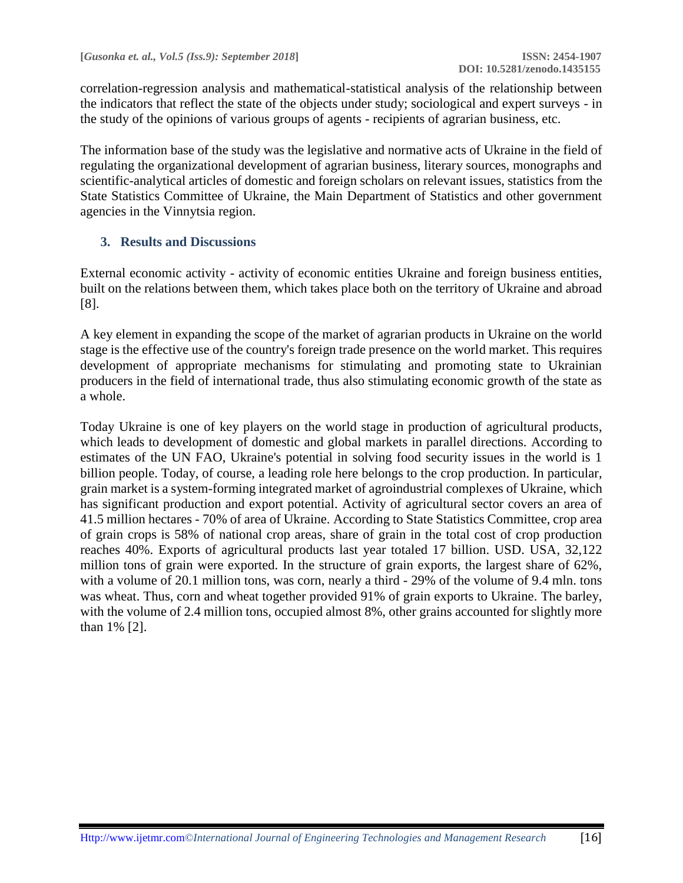correlation-regression analysis and mathematical-statistical analysis of the relationship between the indicators that reflect the state of the objects under study; sociological and expert surveys - in the study of the opinions of various groups of agents - recipients of agrarian business, etc.

The information base of the study was the legislative and normative acts of Ukraine in the field of regulating the organizational development of agrarian business, literary sources, monographs and scientific-analytical articles of domestic and foreign scholars on relevant issues, statistics from the State Statistics Committee of Ukraine, the Main Department of Statistics and other government agencies in the Vinnytsia region.

## 3. Results and Discussions

External economic activity - activity of economic entities Ukraine and foreign business entities, built on the relations between them, which takes place both on the territory of Ukraine and abroad [8].

A key element in expanding the scope of the market of agrarian products in Ukraine on the world stage is the effective use of the country's foreign trade presence on the world market. This requires development of appropriate mechanisms for stimulating and promoting state to Ukrainian producers in the field of international trade, thus also stimulating economic growth of the state as a whole.

Today Ukraine is one of key players on the world stage in production of agricultural products, which leads to development of domestic and global markets in parallel directions. According to estimates of the UN FAO, Ukraine's potential in solving food security issues in the world is 1 billion people. Today, of course, a leading role here belongs to the crop production. In particular, grain market is a system-forming integrated market of agroindustrial complexes of Ukraine, which has significant production and export potential. Activity of agricultural sector covers an area of 41.5 million hectares - 70% of area of Ukraine. According to State Statistics Committee, crop area of grain crops is 58% of national crop areas, share of grain in the total cost of crop production reaches 40%. Exports of agricultural products last year totaled 17 billion. USD. USA, 32,122 million tons of grain were exported. In the structure of grain exports, the largest share of 62%, with a volume of 20.1 million tons, was corn, nearly a third - 29% of the volume of 9.4 mln. tons was wheat. Thus, corn and wheat together provided 91% of grain exports to Ukraine. The barley, with the volume of 2.4 million tons, occupied almost 8%, other grains accounted for slightly more than 1% [2].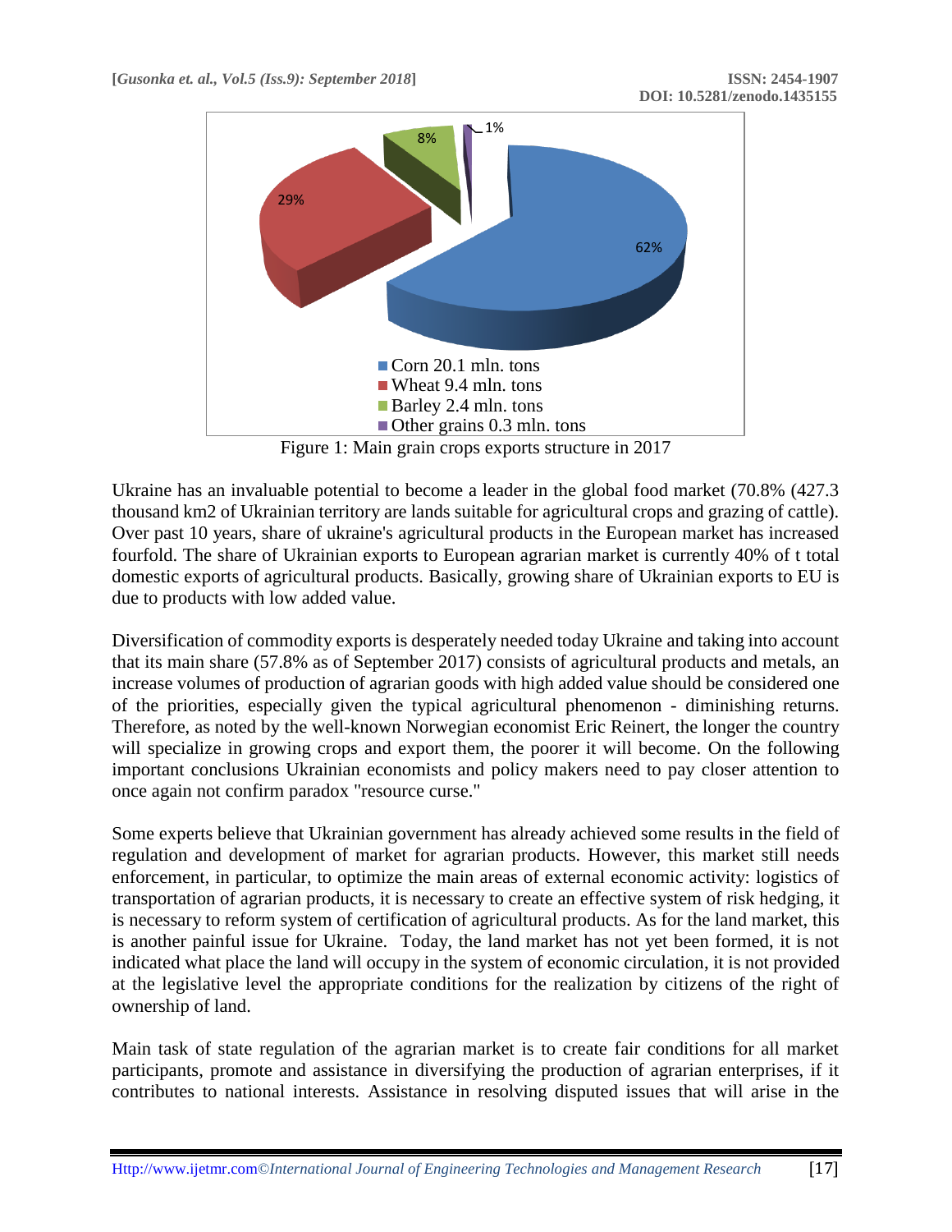62%

29%

8%

1%

- Corn 20.1 mln. tons
- Wheat 9.4 mln. tons
- Barley 2.4 mln. tons
- Other grains 0.3 mln. tons

Figure 1: Main grain crops exports structure in 2017

Ukraine has an invaluable potential to become a leader in the global food market (70.8% (427.3 thousand km2 of Ukrainian territory are lands suitable for agricultural crops and grazing of cattle). Over past 10 years, share of ukraine's agricultural products in the European market has increased fourfold. The share of Ukrainian exports to European agrarian market is currently 40% of t total domestic exports of agricultural products. Basically, growing share of Ukrainian exports to EU is due to products with low added value.

Diversification of commodity exports is desperately needed today Ukraine and taking into account that its main share (57.8% as of September 2017) consists of agricultural products and metals, an increase volumes of production of agrarian goods with high added value should be considered one of the priorities, especially given the typical agricultural phenomenon - diminishing returns. Therefore, as noted by the well-known Norwegian economist Eric Reinert, the longer the country will specialize in growing crops and export them, the poorer it will become. On the following important conclusions Ukrainian economists and policy makers need to pay closer attention to once again not confirm paradox "resource curse."

Some experts believe that Ukrainian government has already achieved some results in the field of regulation and development of market for agrarian products. However, this market still needs enforcement, in particular, to optimize the main areas of external economic activity: logistics of transportation of agrarian products, it is necessary to create an effective system of risk hedging, it is necessary to reform system of certification of agricultural products. As for the land market, this is another painful issue for Ukraine. Today, the land market has not yet been formed, it is not indicated what place the land will occupy in the system of economic circulation, it is not provided at the legislative level the appropriate conditions for the realization by citizens of the right of ownership of land.

Main task of state regulation of the agrarian market is to create fair conditions for all market participants, promote and assistance in diversifying the production of agrarian enterprises, if it contributes to national interests. Assistance in resolving disputed issues that will arise in the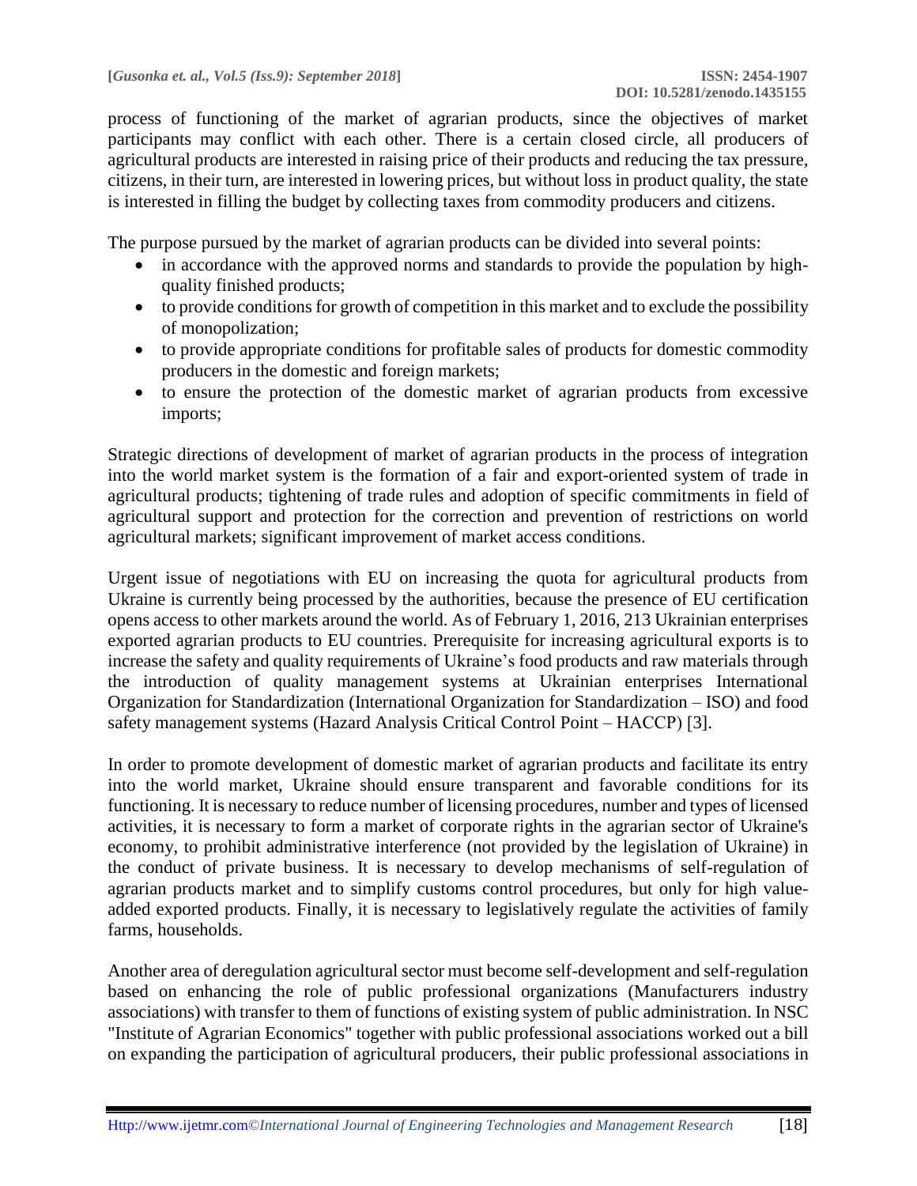process of functioning of the market of agrarian products, since the objectives of market participants may conflict with each other. There is a certain closed circle, all producers of agricultural products are interested in raising price of their products and reducing the tax pressure, citizens, in their turn, are interested in lowering prices, but without loss in product quality, the state is interested in filling the budget by collecting taxes from commodity producers and citizens.

The purpose pursued by the market of agrarian products can be divided into several points:

- in accordance with the approved norms and standards to provide the population by high-quality finished products;
- to provide conditions for growth of competition in this market and to exclude the possibility of monopolization;
- to provide appropriate conditions for profitable sales of products for domestic commodity producers in the domestic and foreign markets;
- to ensure the protection of the domestic market of agrarian products from excessive imports;

Strategic directions of development of market of agrarian products in the process of integration into the world market system is the formation of a fair and export-oriented system of trade in agricultural products; tightening of trade rules and adoption of specific commitments in field of agricultural support and protection for the correction and prevention of restrictions on world agricultural markets; significant improvement of market access conditions.

Urgent issue of negotiations with EU on increasing the quota for agricultural products from Ukraine is currently being processed by the authorities, because the presence of EU certification opens access to other markets around the world. As of February 1, 2016, 213 Ukrainian enterprises exported agrarian products to EU countries. Prerequisite for increasing agricultural exports is to increase the safety and quality requirements of Ukraine's food products and raw materials through the introduction of quality management systems at Ukrainian enterprises International Organization for Standardization (International Organization for Standardization – ISO) and food safety management systems (Hazard Analysis Critical Control Point – HACCP) [3].

In order to promote development of domestic market of agrarian products and facilitate its entry into the world market, Ukraine should ensure transparent and favorable conditions for its functioning. It is necessary to reduce number of licensing procedures, number and types of licensed activities, it is necessary to form a market of corporate rights in the agrarian sector of Ukraine's economy, to prohibit administrative interference (not provided by the legislation of Ukraine) in the conduct of private business. It is necessary to develop mechanisms of self-regulation of agrarian products market and to simplify customs control procedures, but only for high value-added exported products. Finally, it is necessary to legislatively regulate the activities of family farms, households.

Another area of deregulation agricultural sector must become self-development and self-regulation based on enhancing the role of public professional organizations (Manufacturers industry associations) with transfer to them of functions of existing system of public administration. In NSC "Institute of Agrarian Economics" together with public professional associations worked out a bill on expanding the participation of agricultural producers, their public professional associations in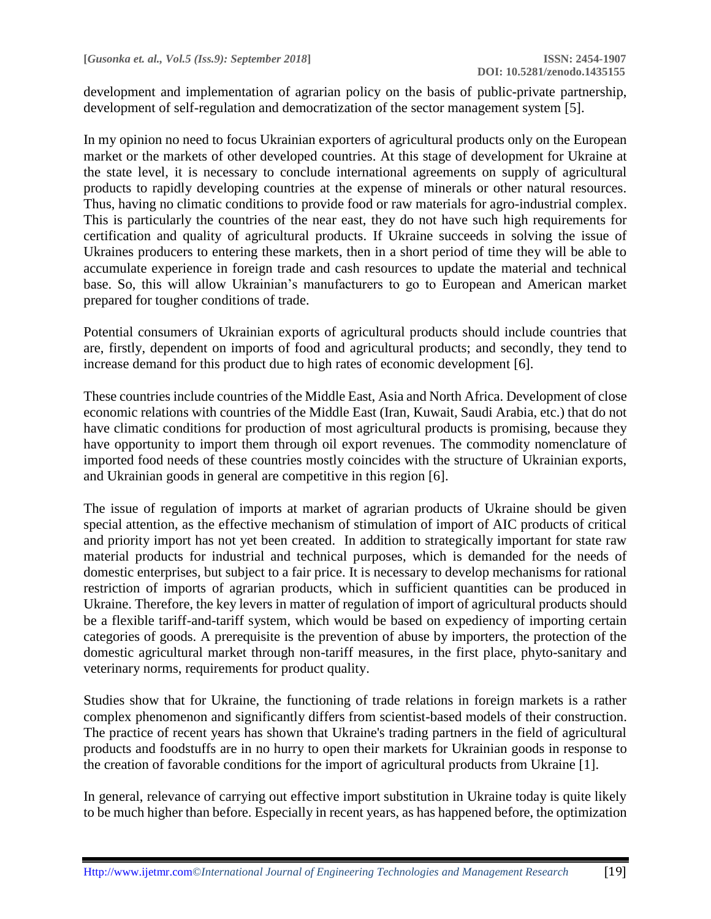development and implementation of agrarian policy on the basis of public-private partnership, development of self-regulation and democratization of the sector management system [5].

In my opinion no need to focus Ukrainian exporters of agricultural products only on the European market or the markets of other developed countries. At this stage of development for Ukraine at the state level, it is necessary to conclude international agreements on supply of agricultural products to rapidly developing countries at the expense of minerals or other natural resources. Thus, having no climatic conditions to provide food or raw materials for agro-industrial complex. This is particularly the countries of the near east, they do not have such high requirements for certification and quality of agricultural products. If Ukraine succeeds in solving the issue of Ukraines producers to entering these markets, then in a short period of time they will be able to accumulate experience in foreign trade and cash resources to update the material and technical base. So, this will allow Ukrainian's manufacturers to go to European and American market prepared for tougher conditions of trade.

Potential consumers of Ukrainian exports of agricultural products should include countries that are, firstly, dependent on imports of food and agricultural products; and secondly, they tend to increase demand for this product due to high rates of economic development [6].

These countries include countries of the Middle East, Asia and North Africa. Development of close economic relations with countries of the Middle East (Iran, Kuwait, Saudi Arabia, etc.) that do not have climatic conditions for production of most agricultural products is promising, because they have opportunity to import them through oil export revenues. The commodity nomenclature of imported food needs of these countries mostly coincides with the structure of Ukrainian exports, and Ukrainian goods in general are competitive in this region [6].

The issue of regulation of imports at market of agrarian products of Ukraine should be given special attention, as the effective mechanism of stimulation of import of AIC products of critical and priority import has not yet been created. In addition to strategically important for state raw material products for industrial and technical purposes, which is demanded for the needs of domestic enterprises, but subject to a fair price. It is necessary to develop mechanisms for rational restriction of imports of agrarian products, which in sufficient quantities can be produced in Ukraine. Therefore, the key levers in matter of regulation of import of agricultural products should be a flexible tariff-and-tariff system, which would be based on expediency of importing certain categories of goods. A prerequisite is the prevention of abuse by importers, the protection of the domestic agricultural market through non-tariff measures, in the first place, phyto-sanitary and veterinary norms, requirements for product quality.

Studies show that for Ukraine, the functioning of trade relations in foreign markets is a rather complex phenomenon and significantly differs from scientist-based models of their construction. The practice of recent years has shown that Ukraine's trading partners in the field of agricultural products and foodstuffs are in no hurry to open their markets for Ukrainian goods in response to the creation of favorable conditions for the import of agricultural products from Ukraine [1].

In general, relevance of carrying out effective import substitution in Ukraine today is quite likely to be much higher than before. Especially in recent years, as has happened before, the optimization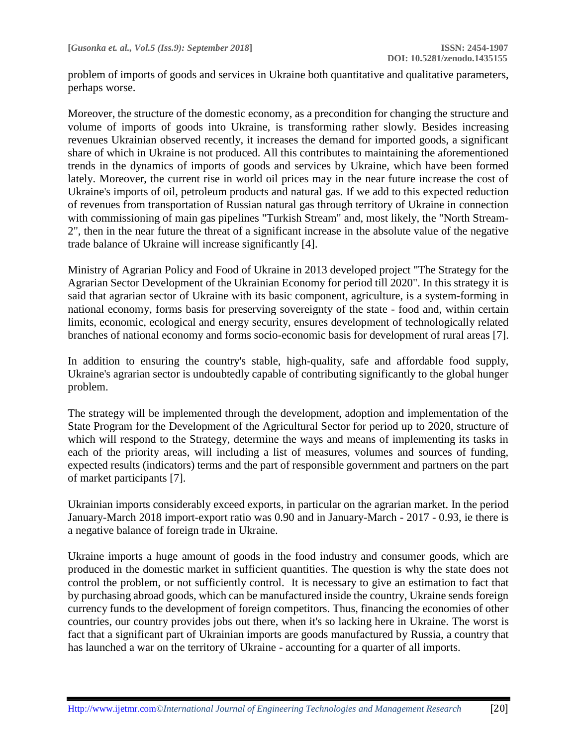problem of imports of goods and services in Ukraine both quantitative and qualitative parameters, perhaps worse.

Moreover, the structure of the domestic economy, as a precondition for changing the structure and volume of imports of goods into Ukraine, is transforming rather slowly. Besides increasing revenues Ukrainian observed recently, it increases the demand for imported goods, a significant share of which in Ukraine is not produced. All this contributes to maintaining the aforementioned trends in the dynamics of imports of goods and services by Ukraine, which have been formed lately. Moreover, the current rise in world oil prices may in the near future increase the cost of Ukraine's imports of oil, petroleum products and natural gas. If we add to this expected reduction of revenues from transportation of Russian natural gas through territory of Ukraine in connection with commissioning of main gas pipelines "Turkish Stream" and, most likely, the "North Stream-2", then in the near future the threat of a significant increase in the absolute value of the negative trade balance of Ukraine will increase significantly [4].

Ministry of Agrarian Policy and Food of Ukraine in 2013 developed project "The Strategy for the Agrarian Sector Development of the Ukrainian Economy for period till 2020". In this strategy it is said that agrarian sector of Ukraine with its basic component, agriculture, is a system-forming in national economy, forms basis for preserving sovereignty of the state - food and, within certain limits, economic, ecological and energy security, ensures development of technologically related branches of national economy and forms socio-economic basis for development of rural areas [7].

In addition to ensuring the country's stable, high-quality, safe and affordable food supply, Ukraine's agrarian sector is undoubtedly capable of contributing significantly to the global hunger problem.

The strategy will be implemented through the development, adoption and implementation of the State Program for the Development of the Agricultural Sector for period up to 2020, structure of which will respond to the Strategy, determine the ways and means of implementing its tasks in each of the priority areas, will including a list of measures, volumes and sources of funding, expected results (indicators) terms and the part of responsible government and partners on the part of market participants [7].

Ukrainian imports considerably exceed exports, in particular on the agrarian market. In the period January-March 2018 import-export ratio was 0.90 and in January-March - 2017 - 0.93, ie there is a negative balance of foreign trade in Ukraine.

Ukraine imports a huge amount of goods in the food industry and consumer goods, which are produced in the domestic market in sufficient quantities. The question is why the state does not control the problem, or not sufficiently control. It is necessary to give an estimation to fact that by purchasing abroad goods, which can be manufactured inside the country, Ukraine sends foreign currency funds to the development of foreign competitors. Thus, financing the economies of other countries, our country provides jobs out there, when it's so lacking here in Ukraine. The worst is fact that a significant part of Ukrainian imports are goods manufactured by Russia, a country that has launched a war on the territory of Ukraine - accounting for a quarter of all imports.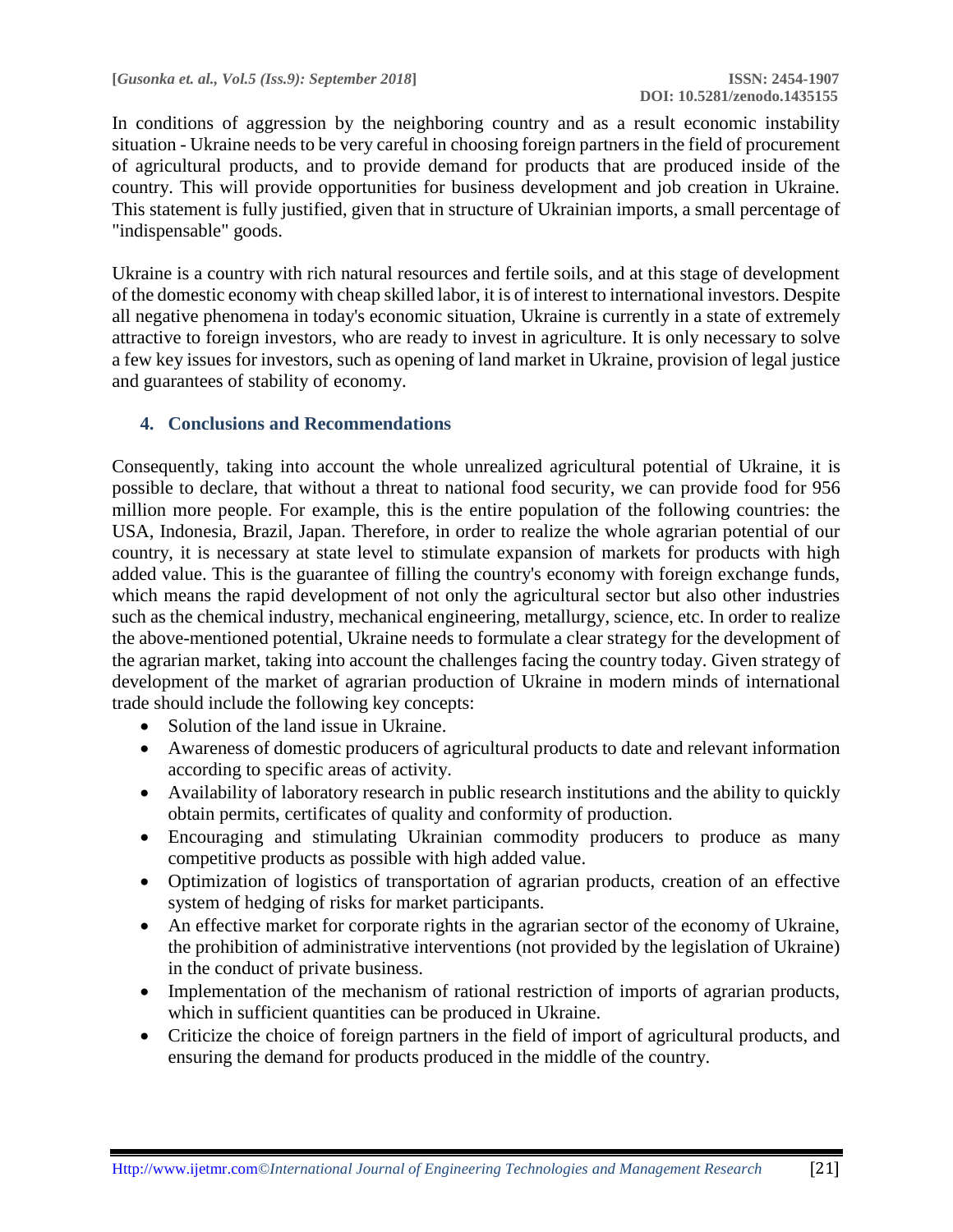In conditions of aggression by the neighboring country and as a result economic instability situation - Ukraine needs to be very careful in choosing foreign partners in the field of procurement of agricultural products, and to provide demand for products that are produced inside of the country. This will provide opportunities for business development and job creation in Ukraine. This statement is fully justified, given that in structure of Ukrainian imports, a small percentage of "indispensable" goods.

Ukraine is a country with rich natural resources and fertile soils, and at this stage of development of the domestic economy with cheap skilled labor, it is of interest to international investors. Despite all negative phenomena in today's economic situation, Ukraine is currently in a state of extremely attractive to foreign investors, who are ready to invest in agriculture. It is only necessary to solve a few key issues for investors, such as opening of land market in Ukraine, provision of legal justice and guarantees of stability of economy.

## 4. Conclusions and Recommendations

Consequently, taking into account the whole unrealized agricultural potential of Ukraine, it is possible to declare, that without a threat to national food security, we can provide food for 956 million more people. For example, this is the entire population of the following countries: the USA, Indonesia, Brazil, Japan. Therefore, in order to realize the whole agrarian potential of our country, it is necessary at state level to stimulate expansion of markets for products with high added value. This is the guarantee of filling the country's economy with foreign exchange funds, which means the rapid development of not only the agricultural sector but also other industries such as the chemical industry, mechanical engineering, metallurgy, science, etc. In order to realize the above-mentioned potential, Ukraine needs to formulate a clear strategy for the development of the agrarian market, taking into account the challenges facing the country today. Given strategy of development of the market of agrarian production of Ukraine in modern minds of international trade should include the following key concepts:

- Solution of the land issue in Ukraine.
- Awareness of domestic producers of agricultural products to date and relevant information according to specific areas of activity.
- Availability of laboratory research in public research institutions and the ability to quickly obtain permits, certificates of quality and conformity of production.
- Encouraging and stimulating Ukrainian commodity producers to produce as many competitive products as possible with high added value.
- Optimization of logistics of transportation of agrarian products, creation of an effective system of hedging of risks for market participants.
- An effective market for corporate rights in the agrarian sector of the economy of Ukraine, the prohibition of administrative interventions (not provided by the legislation of Ukraine) in the conduct of private business.
- Implementation of the mechanism of rational restriction of imports of agrarian products, which in sufficient quantities can be produced in Ukraine.
- Criticize the choice of foreign partners in the field of import of agricultural products, and ensuring the demand for products produced in the middle of the country.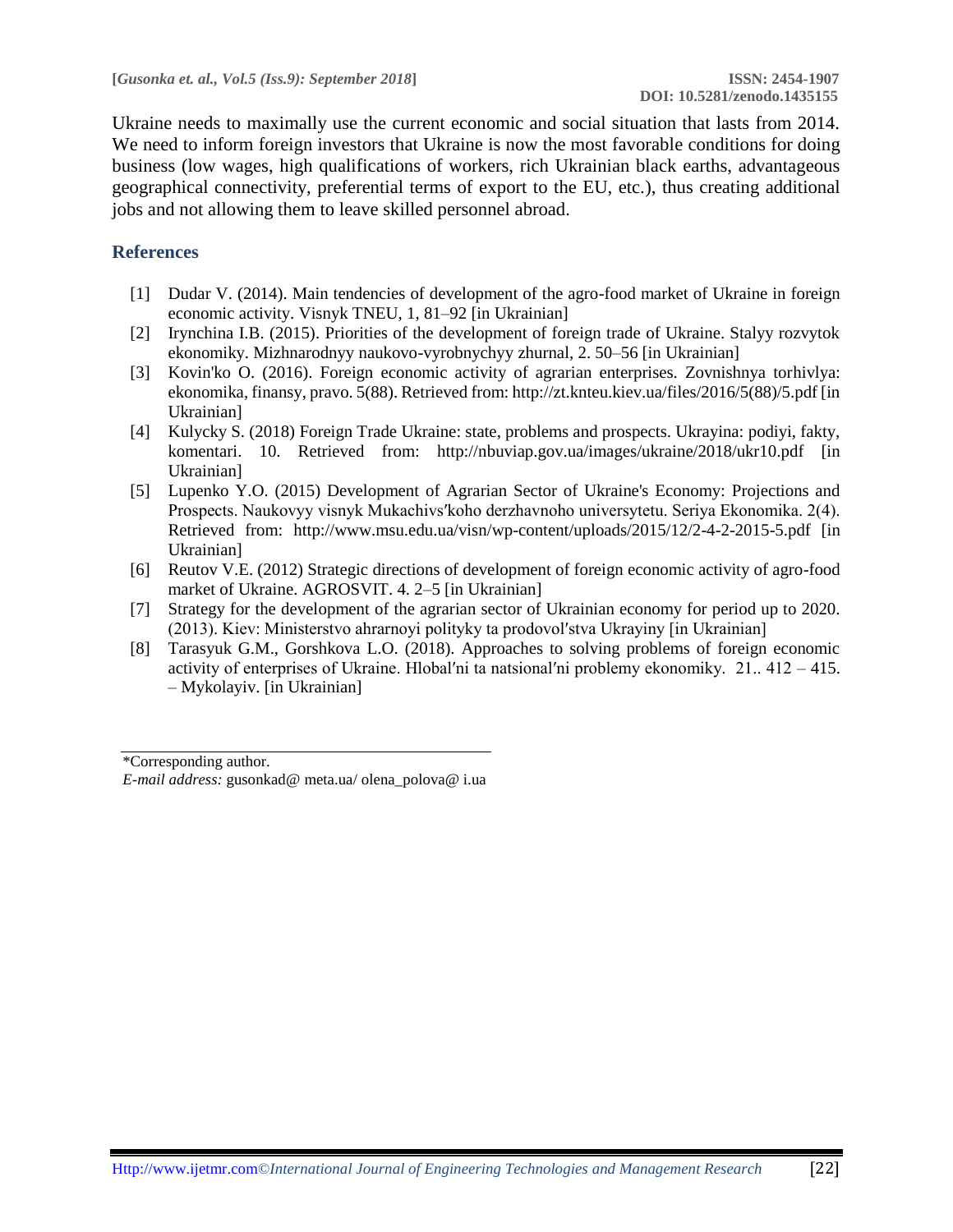Ukraine needs to maximally use the current economic and social situation that lasts from 2014. We need to inform foreign investors that Ukraine is now the most favorable conditions for doing business (low wages, high qualifications of workers, rich Ukrainian black earths, advantageous geographical connectivity, preferential terms of export to the EU, etc.), thus creating additional jobs and not allowing them to leave skilled personnel abroad.

## References

[1] Dudar V. (2014). Main tendencies of development of the agro-food market of Ukraine in foreign economic activity. Visnyk TNEU, 1, 81–92 [in Ukrainian]

[2] Irynchina I.B. (2015). Priorities of the development of foreign trade of Ukraine. Stalyy rozvytok ekonomiky. Mizhnarodnyy naukovo-vyrobnychyy zhurnal, 2. 50–56 [in Ukrainian]

[3] Kovin'ko O. (2016). Foreign economic activity of agrarian enterprises. Zovnishnya torhivlya: ekonomika, finansy, pravo. 5(88). Retrieved from: http://zt.knteu.kiev.ua/files/2016/5(88)/5.pdf [in Ukrainian]

[4] Kulycky S. (2018) Foreign Trade Ukraine: state, problems and prospects. Ukrayina: podiyi, fakty, komentari. 10. Retrieved from: http://nbuviap.gov.ua/images/ukraine/2018/ukr10.pdf [in Ukrainian]

[5] Lupenko Y.O. (2015) Development of Agrarian Sector of Ukraine's Economy: Projections and Prospects. Naukovyy visnyk Mukachivsʹkoho derzhavnoho universytetu. Seriya Ekonomika. 2(4). Retrieved from: http://www.msu.edu.ua/visn/wp-content/uploads/2015/12/2-4-2-2015-5.pdf [in Ukrainian]

[6] Reutov V.E. (2012) Strategic directions of development of foreign economic activity of agro-food market of Ukraine. AGROSVIT. 4. 2–5 [in Ukrainian]

[7] Strategy for the development of the agrarian sector of Ukrainian economy for period up to 2020. (2013). Kiev: Ministerstvo ahrarnoyi polityky ta prodovolʹstva Ukrayiny [in Ukrainian]

[8] Tarasyuk G.M., Gorshkova L.O. (2018). Approaches to solving problems of foreign economic activity of enterprises of Ukraine. Hlobalʹni ta natsionalʹni problemy ekonomiky. 21.. 412 – 415. – Mykolayiv. [in Ukrainian]

---

*Corresponding author.
*E-mail address:* gusonkad@ meta.ua/ olena_polova@ i.ua